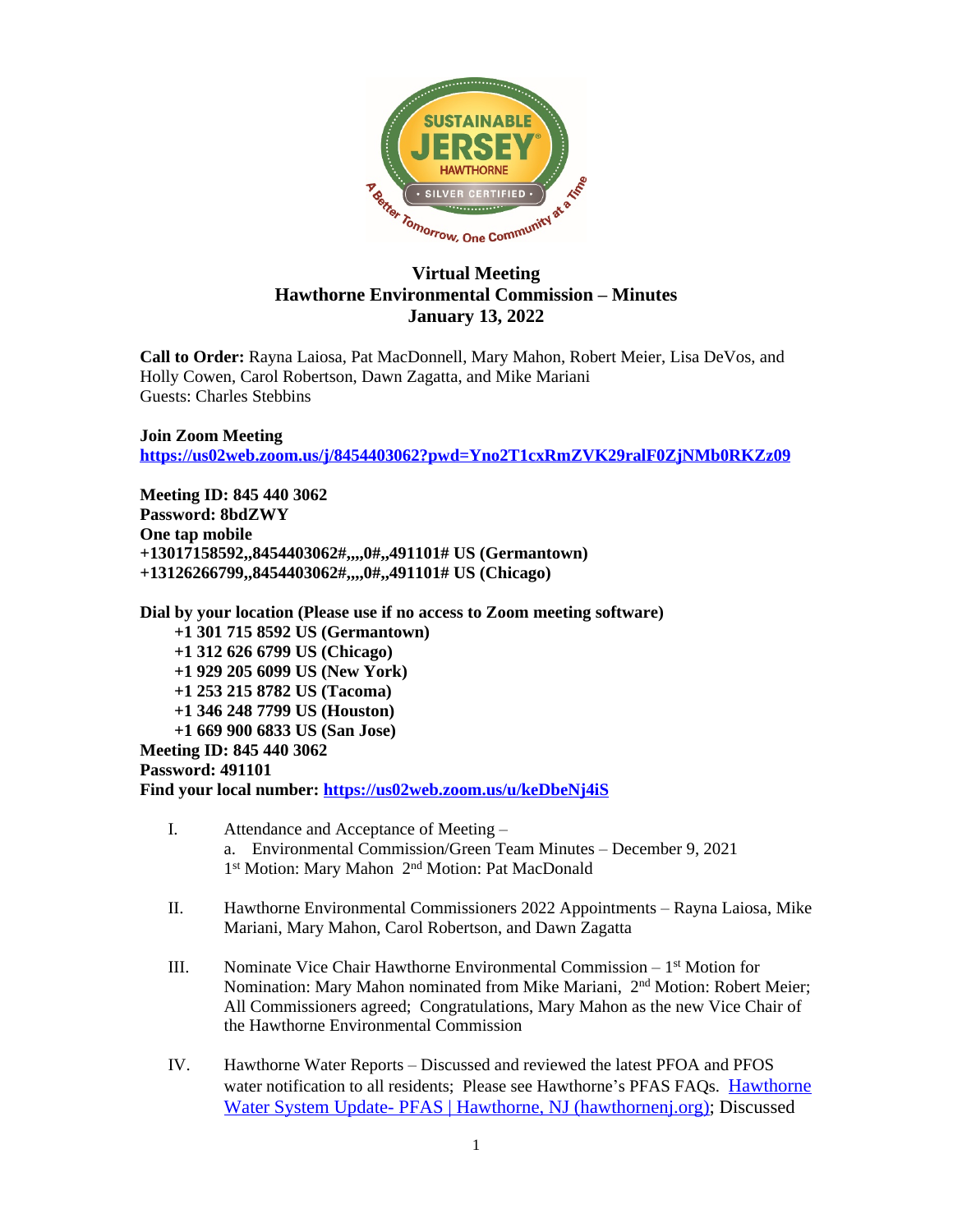# Virtual Meeting
## Hawthorne Environmental Commission – Minutes
### January 13, 2022

**Call to Order:** Rayna Laiosa, Pat MacDonnell, Mary Mahon, Robert Meier, Lisa DeVos, and Holly Cowen, Carol Robertson, Dawn Zagatta, and Mike Mariani
Guests: Charles Stebbins

**Join Zoom Meeting**
**https://us02web.zoom.us/j/8454403062?pwd=Yno2T1cxRmZVK29ralF0ZjNMb0RKZz09**

**Meeting ID: 845 440 3062**
**Password: 8bdZWY**
**One tap mobile**
**+13017158592,,8454403062#,,,,0#,,491101# US (Germantown)**
**+13126266799,,8454403062#,,,,0#,,491101# US (Chicago)**

**Dial by your location (Please use if no access to Zoom meeting software)**
**+1 301 715 8592 US (Germantown)**
**+1 312 626 6799 US (Chicago)**
**+1 929 205 6099 US (New York)**
**+1 253 215 8782 US (Tacoma)**
**+1 346 248 7799 US (Houston)**
**+1 669 900 6833 US (San Jose)**
**Meeting ID: 845 440 3062**
**Password: 491101**
**Find your local number: https://us02web.zoom.us/u/keDbeNj4iS**

I. Attendance and Acceptance of Meeting –
   a. Environmental Commission/Green Team Minutes – December 9, 2021
   1st Motion: Mary Mahon 2nd Motion: Pat MacDonald

II. Hawthorne Environmental Commissioners 2022 Appointments – Rayna Laiosa, Mike Mariani, Mary Mahon, Carol Robertson, and Dawn Zagatta

III. Nominate Vice Chair Hawthorne Environmental Commission – 1st Motion for Nomination: Mary Mahon nominated from Mike Mariani, 2nd Motion: Robert Meier; All Commissioners agreed; Congratulations, Mary Mahon as the new Vice Chair of the Hawthorne Environmental Commission

IV. Hawthorne Water Reports – Discussed and reviewed the latest PFOA and PFOS water notification to all residents; Please see Hawthorne's PFAS FAQs. [Hawthorne Water System Update- PFAS | Hawthorne, NJ (hawthornenj.org)](); Discussed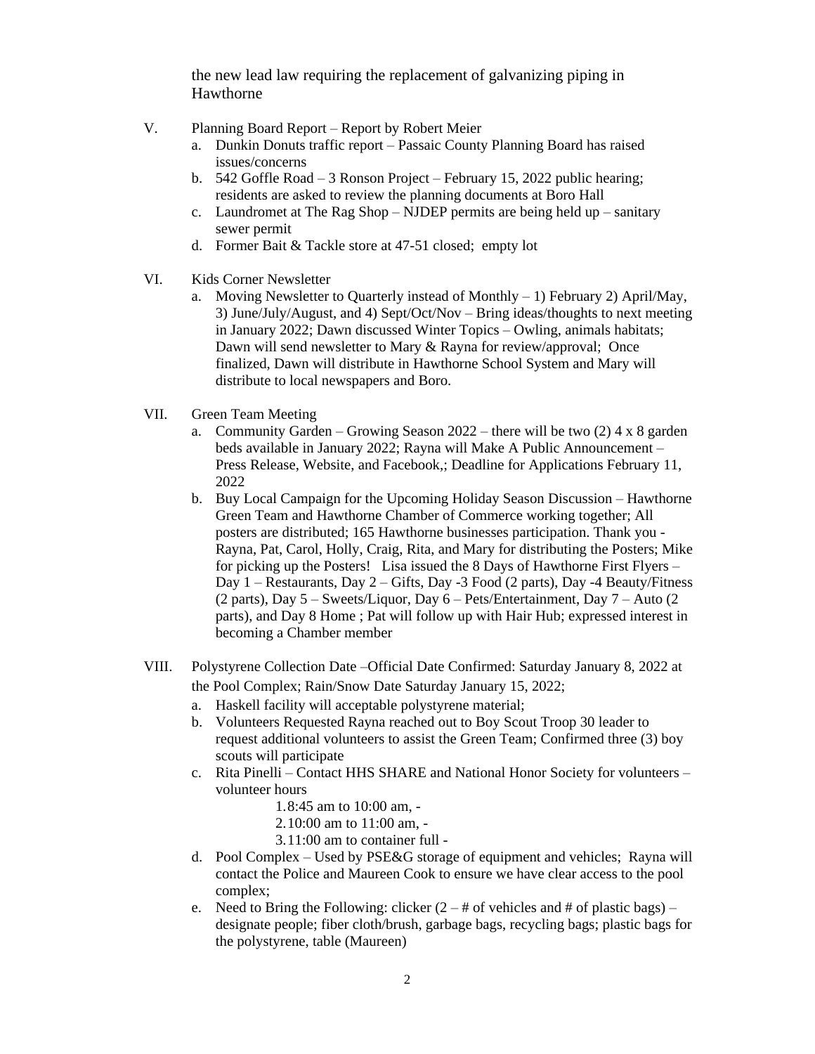the new lead law requiring the replacement of galvanizing piping in Hawthorne

V. Planning Board Report – Report by Robert Meier
   a. Dunkin Donuts traffic report – Passaic County Planning Board has raised issues/concerns
   b. 542 Goffle Road – 3 Ronson Project – February 15, 2022 public hearing; residents are asked to review the planning documents at Boro Hall
   c. Laundromet at The Rag Shop – NJDEP permits are being held up – sanitary sewer permit
   d. Former Bait & Tackle store at 47-51 closed; empty lot

VI. Kids Corner Newsletter
   a. Moving Newsletter to Quarterly instead of Monthly – 1) February 2) April/May, 3) June/July/August, and 4) Sept/Oct/Nov – Bring ideas/thoughts to next meeting in January 2022; Dawn discussed Winter Topics – Owling, animals habitats; Dawn will send newsletter to Mary & Rayna for review/approval; Once finalized, Dawn will distribute in Hawthorne School System and Mary will distribute to local newspapers and Boro.

VII. Green Team Meeting
   a. Community Garden – Growing Season 2022 – there will be two (2) 4 x 8 garden beds available in January 2022; Rayna will Make A Public Announcement – Press Release, Website, and Facebook,; Deadline for Applications February 11, 2022
   b. Buy Local Campaign for the Upcoming Holiday Season Discussion – Hawthorne Green Team and Hawthorne Chamber of Commerce working together; All posters are distributed; 165 Hawthorne businesses participation. Thank you - Rayna, Pat, Carol, Holly, Craig, Rita, and Mary for distributing the Posters; Mike for picking up the Posters! Lisa issued the 8 Days of Hawthorne First Flyers – Day 1 – Restaurants, Day 2 – Gifts, Day -3 Food (2 parts), Day -4 Beauty/Fitness (2 parts), Day 5 – Sweets/Liquor, Day 6 – Pets/Entertainment, Day 7 – Auto (2 parts), and Day 8 Home ; Pat will follow up with Hair Hub; expressed interest in becoming a Chamber member

VIII. Polystyrene Collection Date –Official Date Confirmed: Saturday January 8, 2022 at the Pool Complex; Rain/Snow Date Saturday January 15, 2022;
   a. Haskell facility will acceptable polystyrene material;
   b. Volunteers Requested Rayna reached out to Boy Scout Troop 30 leader to request additional volunteers to assist the Green Team; Confirmed three (3) boy scouts will participate
   c. Rita Pinelli – Contact HHS SHARE and National Honor Society for volunteers – volunteer hours
      1. 8:45 am to 10:00 am, -
      2. 10:00 am to 11:00 am, -
      3. 11:00 am to container full -
   d. Pool Complex – Used by PSE&G storage of equipment and vehicles; Rayna will contact the Police and Maureen Cook to ensure we have clear access to the pool complex;
   e. Need to Bring the Following: clicker (2 – # of vehicles and # of plastic bags) – designate people; fiber cloth/brush, garbage bags, recycling bags; plastic bags for the polystyrene, table (Maureen)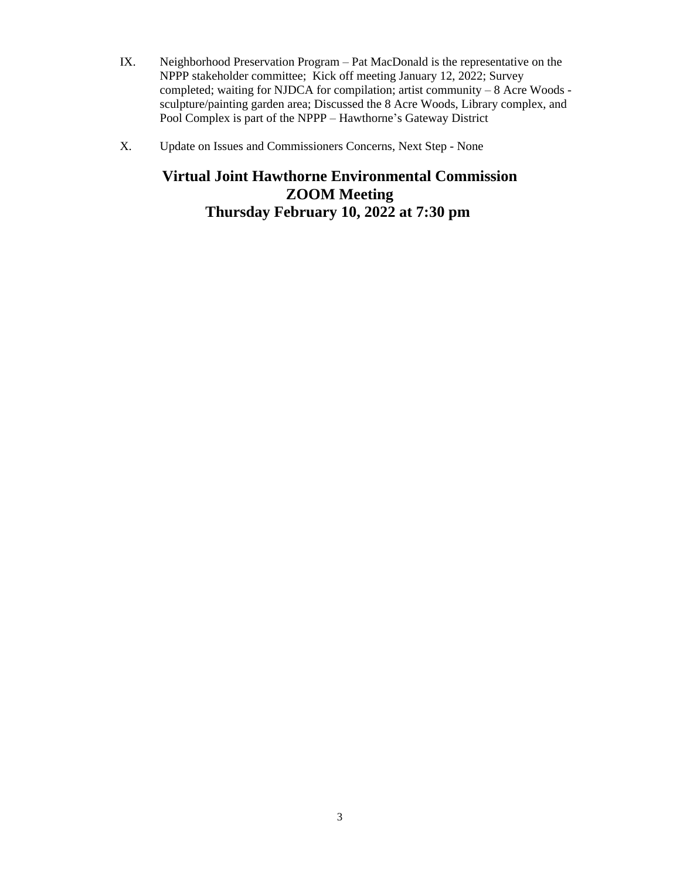IX. Neighborhood Preservation Program – Pat MacDonald is the representative on the NPPP stakeholder committee; Kick off meeting January 12, 2022; Survey completed; waiting for NJDCA for compilation; artist community – 8 Acre Woods - sculpture/painting garden area; Discussed the 8 Acre Woods, Library complex, and Pool Complex is part of the NPPP – Hawthorne's Gateway District

X. Update on Issues and Commissioners Concerns, Next Step - None

**Virtual Joint Hawthorne Environmental Commission**
**ZOOM Meeting**
**Thursday February 10, 2022 at 7:30 pm**